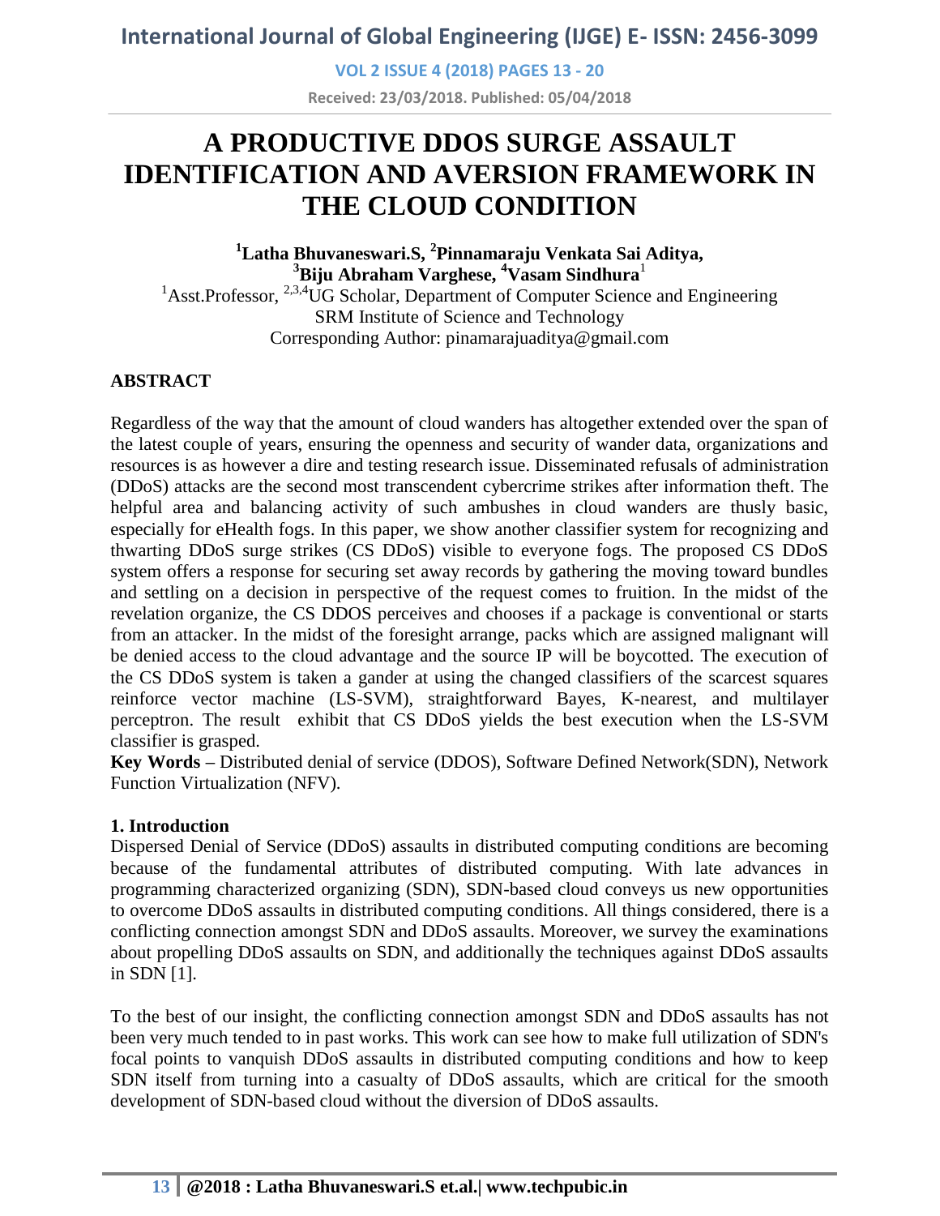# A PRODUCTIVE DDOS SURGE ASSAULT IDENTIFICATION AND AVERSION FRAMEWORK IN THE CLOUD CONDITION

**[1]Latha Bhuvaneswari.S, [2]Pinnamaraju Venkata Sai Aditya, [3]Biju Abraham Varghese, [4]Vasam Sindhura**[1]

[1]Asst.Professor, [2,3,4]UG Scholar, Department of Computer Science and Engineering
SRM Institute of Science and Technology
Corresponding Author: pinamarajuaditya@gmail.com

## ABSTRACT

Regardless of the way that the amount of cloud wanders has altogether extended over the span of the latest couple of years, ensuring the openness and security of wander data, organizations and resources is as however a dire and testing research issue. Disseminated refusals of administration (DDoS) attacks are the second most transcendent cybercrime strikes after information theft. The helpful area and balancing activity of such ambushes in cloud wanders are thusly basic, especially for eHealth fogs. In this paper, we show another classifier system for recognizing and thwarting DDoS surge strikes (CS DDoS) visible to everyone fogs. The proposed CS DDoS system offers a response for securing set away records by gathering the moving toward bundles and settling on a decision in perspective of the request comes to fruition. In the midst of the revelation organize, the CS DDOS perceives and chooses if a package is conventional or starts from an attacker. In the midst of the foresight arrange, packs which are assigned malignant will be denied access to the cloud advantage and the source IP will be boycotted. The execution of the CS DDoS system is taken a gander at using the changed classifiers of the scarcest squares reinforce vector machine (LS-SVM), straightforward Bayes, K-nearest, and multilayer perceptron. The result exhibit that CS DDoS yields the best execution when the LS-SVM classifier is grasped.

**Key Words –** Distributed denial of service (DDOS), Software Defined Network(SDN), Network Function Virtualization (NFV).

## 1. Introduction

Dispersed Denial of Service (DDoS) assaults in distributed computing conditions are becoming because of the fundamental attributes of distributed computing. With late advances in programming characterized organizing (SDN), SDN-based cloud conveys us new opportunities to overcome DDoS assaults in distributed computing conditions. All things considered, there is a conflicting connection amongst SDN and DDoS assaults. Moreover, we survey the examinations about propelling DDoS assaults on SDN, and additionally the techniques against DDoS assaults in SDN [1].

To the best of our insight, the conflicting connection amongst SDN and DDoS assaults has not been very much tended to in past works. This work can see how to make full utilization of SDN's focal points to vanquish DDoS assaults in distributed computing conditions and how to keep SDN itself from turning into a casualty of DDoS assaults, which are critical for the smooth development of SDN-based cloud without the diversion of DDoS assaults.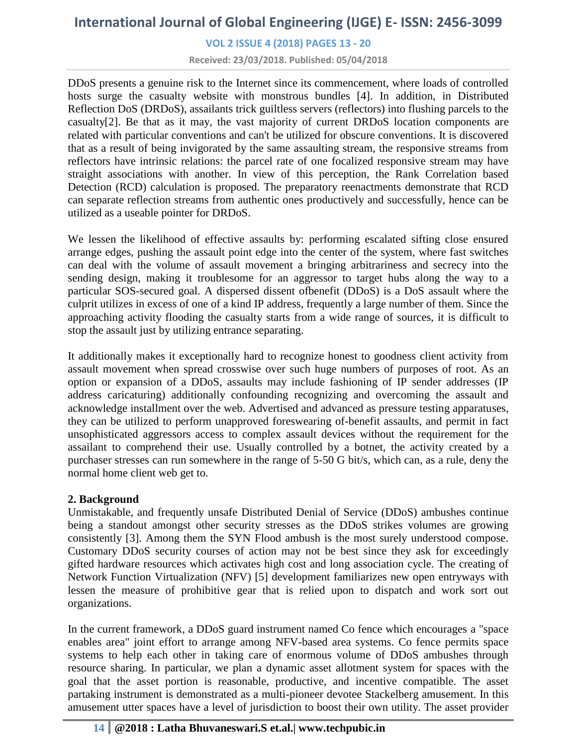DDoS presents a genuine risk to the Internet since its commencement, where loads of controlled hosts surge the casualty website with monstrous bundles [4]. In addition, in Distributed Reflection DoS (DRDoS), assailants trick guiltless servers (reflectors) into flushing parcels to the casualty[2]. Be that as it may, the vast majority of current DRDoS location components are related with particular conventions and can't be utilized for obscure conventions. It is discovered that as a result of being invigorated by the same assaulting stream, the responsive streams from reflectors have intrinsic relations: the parcel rate of one focalized responsive stream may have straight associations with another. In view of this perception, the Rank Correlation based Detection (RCD) calculation is proposed. The preparatory reenactments demonstrate that RCD can separate reflection streams from authentic ones productively and successfully, hence can be utilized as a useable pointer for DRDoS.

We lessen the likelihood of effective assaults by: performing escalated sifting close ensured arrange edges, pushing the assault point edge into the center of the system, where fast switches can deal with the volume of assault movement a bringing arbitrariness and secrecy into the sending design, making it troublesome for an aggressor to target hubs along the way to a particular SOS-secured goal. A dispersed dissent ofbenefit (DDoS) is a DoS assault where the culprit utilizes in excess of one of a kind IP address, frequently a large number of them. Since the approaching activity flooding the casualty starts from a wide range of sources, it is difficult to stop the assault just by utilizing entrance separating.

It additionally makes it exceptionally hard to recognize honest to goodness client activity from assault movement when spread crosswise over such huge numbers of purposes of root. As an option or expansion of a DDoS, assaults may include fashioning of IP sender addresses (IP address caricaturing) additionally confounding recognizing and overcoming the assault and acknowledge installment over the web. Advertised and advanced as pressure testing apparatuses, they can be utilized to perform unapproved foreswearing of-benefit assaults, and permit in fact unsophisticated aggressors access to complex assault devices without the requirement for the assailant to comprehend their use. Usually controlled by a botnet, the activity created by a purchaser stresses can run somewhere in the range of 5-50 G bit/s, which can, as a rule, deny the normal home client web get to.

## 2. Background

Unmistakable, and frequently unsafe Distributed Denial of Service (DDoS) ambushes continue being a standout amongst other security stresses as the DDoS strikes volumes are growing consistently [3]. Among them the SYN Flood ambush is the most surely understood compose. Customary DDoS security courses of action may not be best since they ask for exceedingly gifted hardware resources which activates high cost and long association cycle. The creating of Network Function Virtualization (NFV) [5] development familiarizes new open entryways with lessen the measure of prohibitive gear that is relied upon to dispatch and work sort out organizations.

In the current framework, a DDoS guard instrument named Co fence which encourages a "space enables area" joint effort to arrange among NFV-based area systems. Co fence permits space systems to help each other in taking care of enormous volume of DDoS ambushes through resource sharing. In particular, we plan a dynamic asset allotment system for spaces with the goal that the asset portion is reasonable, productive, and incentive compatible. The asset partaking instrument is demonstrated as a multi-pioneer devotee Stackelberg amusement. In this amusement utter spaces have a level of jurisdiction to boost their own utility. The asset provider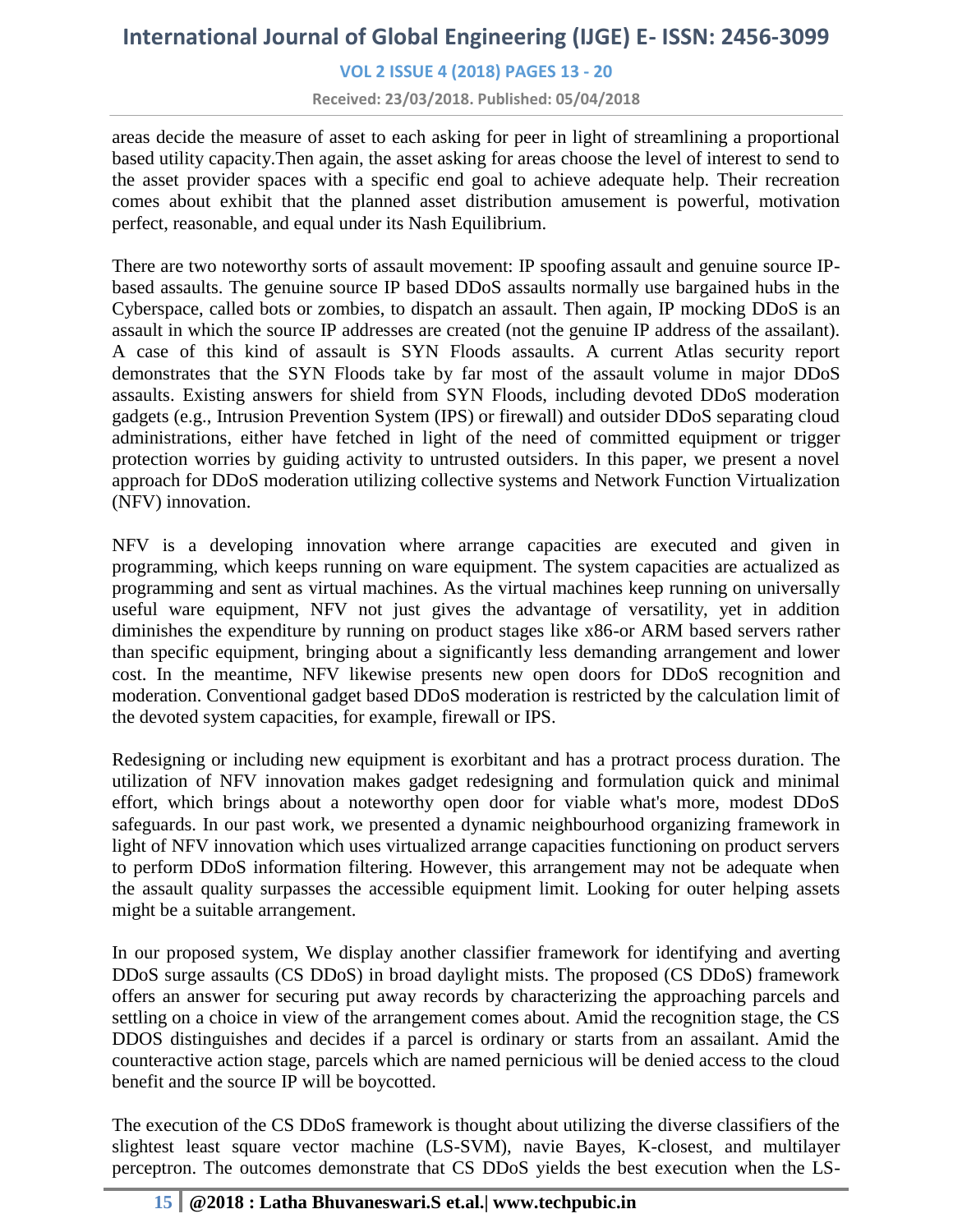areas decide the measure of asset to each asking for peer in light of streamlining a proportional based utility capacity.Then again, the asset asking for areas choose the level of interest to send to the asset provider spaces with a specific end goal to achieve adequate help. Their recreation comes about exhibit that the planned asset distribution amusement is powerful, motivation perfect, reasonable, and equal under its Nash Equilibrium.

There are two noteworthy sorts of assault movement: IP spoofing assault and genuine source IP-based assaults. The genuine source IP based DDoS assaults normally use bargained hubs in the Cyberspace, called bots or zombies, to dispatch an assault. Then again, IP mocking DDoS is an assault in which the source IP addresses are created (not the genuine IP address of the assailant). A case of this kind of assault is SYN Floods assaults. A current Atlas security report demonstrates that the SYN Floods take by far most of the assault volume in major DDoS assaults. Existing answers for shield from SYN Floods, including devoted DDoS moderation gadgets (e.g., Intrusion Prevention System (IPS) or firewall) and outsider DDoS separating cloud administrations, either have fetched in light of the need of committed equipment or trigger protection worries by guiding activity to untrusted outsiders. In this paper, we present a novel approach for DDoS moderation utilizing collective systems and Network Function Virtualization (NFV) innovation.

NFV is a developing innovation where arrange capacities are executed and given in programming, which keeps running on ware equipment. The system capacities are actualized as programming and sent as virtual machines. As the virtual machines keep running on universally useful ware equipment, NFV not just gives the advantage of versatility, yet in addition diminishes the expenditure by running on product stages like x86-or ARM based servers rather than specific equipment, bringing about a significantly less demanding arrangement and lower cost. In the meantime, NFV likewise presents new open doors for DDoS recognition and moderation. Conventional gadget based DDoS moderation is restricted by the calculation limit of the devoted system capacities, for example, firewall or IPS.

Redesigning or including new equipment is exorbitant and has a protract process duration. The utilization of NFV innovation makes gadget redesigning and formulation quick and minimal effort, which brings about a noteworthy open door for viable what's more, modest DDoS safeguards. In our past work, we presented a dynamic neighbourhood organizing framework in light of NFV innovation which uses virtualized arrange capacities functioning on product servers to perform DDoS information filtering. However, this arrangement may not be adequate when the assault quality surpasses the accessible equipment limit. Looking for outer helping assets might be a suitable arrangement.

In our proposed system, We display another classifier framework for identifying and averting DDoS surge assaults (CS DDoS) in broad daylight mists. The proposed (CS DDoS) framework offers an answer for securing put away records by characterizing the approaching parcels and settling on a choice in view of the arrangement comes about. Amid the recognition stage, the CS DDOS distinguishes and decides if a parcel is ordinary or starts from an assailant. Amid the counteractive action stage, parcels which are named pernicious will be denied access to the cloud benefit and the source IP will be boycotted.

The execution of the CS DDoS framework is thought about utilizing the diverse classifiers of the slightest least square vector machine (LS-SVM), navie Bayes, K-closest, and multilayer perceptron. The outcomes demonstrate that CS DDoS yields the best execution when the LS-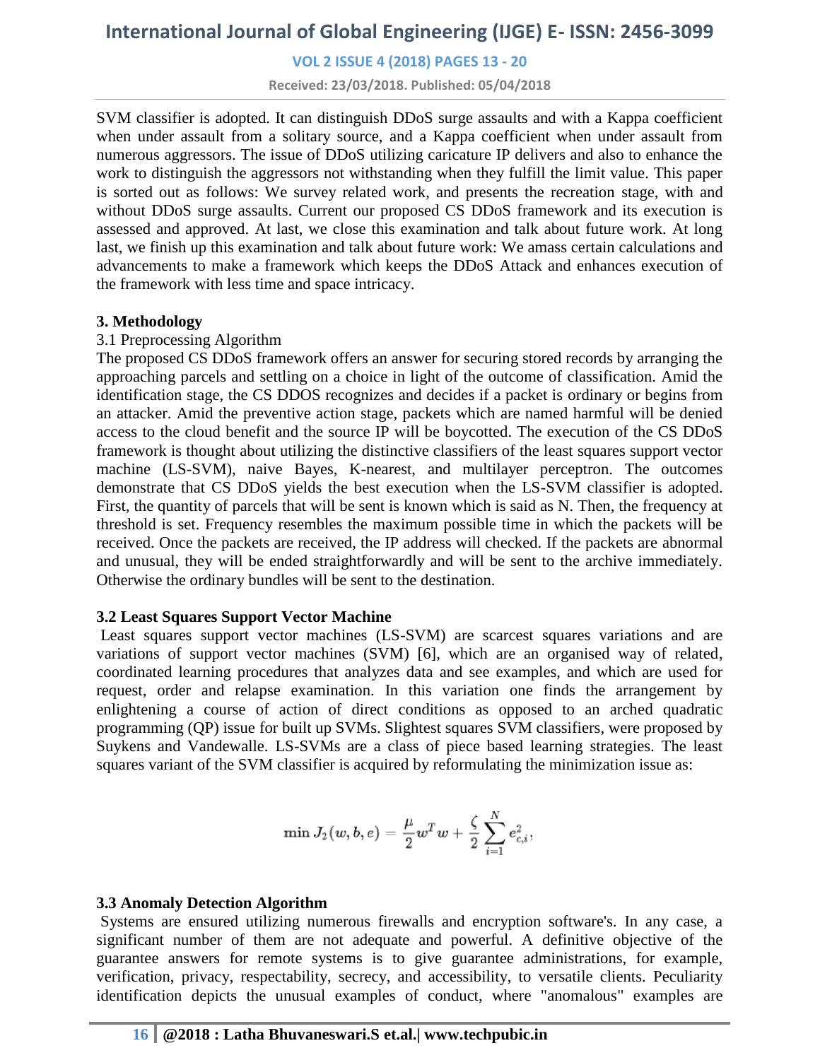SVM classifier is adopted. It can distinguish DDoS surge assaults and with a Kappa coefficient when under assault from a solitary source, and a Kappa coefficient when under assault from numerous aggressors. The issue of DDoS utilizing caricature IP delivers and also to enhance the work to distinguish the aggressors not withstanding when they fulfill the limit value. This paper is sorted out as follows: We survey related work, and presents the recreation stage, with and without DDoS surge assaults. Current our proposed CS DDoS framework and its execution is assessed and approved. At last, we close this examination and talk about future work. At long last, we finish up this examination and talk about future work: We amass certain calculations and advancements to make a framework which keeps the DDoS Attack and enhances execution of the framework with less time and space intricacy.

## 3. Methodology

### 3.1 Preprocessing Algorithm

The proposed CS DDoS framework offers an answer for securing stored records by arranging the approaching parcels and settling on a choice in light of the outcome of classification. Amid the identification stage, the CS DDOS recognizes and decides if a packet is ordinary or begins from an attacker. Amid the preventive action stage, packets which are named harmful will be denied access to the cloud benefit and the source IP will be boycotted. The execution of the CS DDoS framework is thought about utilizing the distinctive classifiers of the least squares support vector machine (LS-SVM), naive Bayes, K-nearest, and multilayer perceptron. The outcomes demonstrate that CS DDoS yields the best execution when the LS-SVM classifier is adopted. First, the quantity of parcels that will be sent is known which is said as N. Then, the frequency at threshold is set. Frequency resembles the maximum possible time in which the packets will be received. Once the packets are received, the IP address will checked. If the packets are abnormal and unusual, they will be ended straightforwardly and will be sent to the archive immediately. Otherwise the ordinary bundles will be sent to the destination.

### 3.2 Least Squares Support Vector Machine

Least squares support vector machines (LS-SVM) are scarcest squares variations and are variations of support vector machines (SVM) [6], which are an organised way of related, coordinated learning procedures that analyzes data and see examples, and which are used for request, order and relapse examination. In this variation one finds the arrangement by enlightening a course of action of direct conditions as opposed to an arched quadratic programming (QP) issue for built up SVMs. Slightest squares SVM classifiers, were proposed by Suykens and Vandewalle. LS-SVMs are a class of piece based learning strategies. The least squares variant of the SVM classifier is acquired by reformulating the minimization issue as:

$$\min J_2(w, b, e) = \frac{\mu}{2} w^T w + \frac{\zeta}{2} \sum_{i=1}^{N} e_{c,i}^2,$$

### 3.3 Anomaly Detection Algorithm

Systems are ensured utilizing numerous firewalls and encryption software's. In any case, a significant number of them are not adequate and powerful. A definitive objective of the guarantee answers for remote systems is to give guarantee administrations, for example, verification, privacy, respectability, secrecy, and accessibility, to versatile clients. Peculiarity identification depicts the unusual examples of conduct, where "anomalous" examples are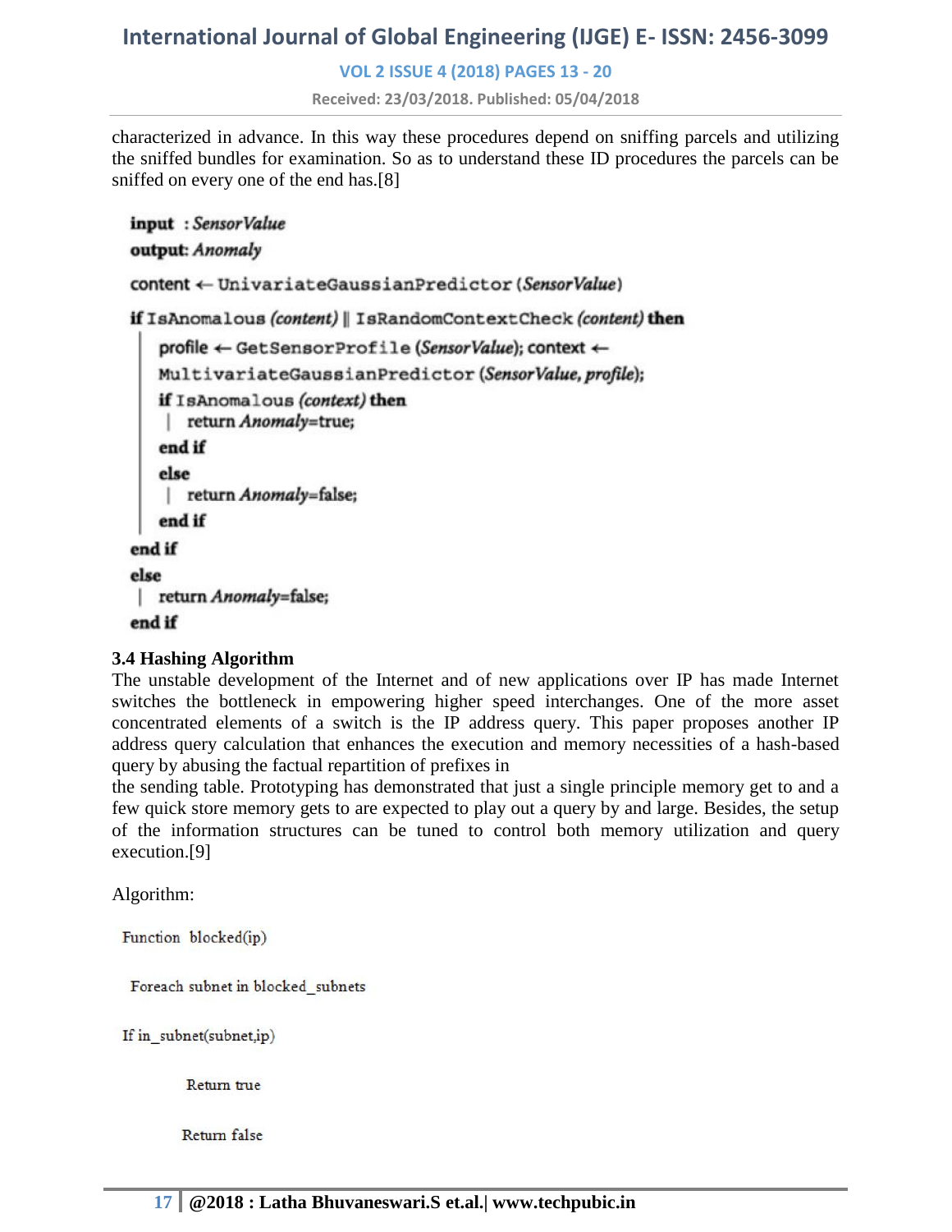characterized in advance. In this way these procedures depend on sniffing parcels and utilizing the sniffed bundles for examination. So as to understand these ID procedures the parcels can be sniffed on every one of the end has.[8]

```
input  : SensorValue
output: Anomaly
content ← UnivariateGaussianPredictor (SensorValue)
if IsAnomalous (content) || IsRandomContextCheck (content) then
    profile ← GetSensorProfile (SensorValue); context ←
    MultivariateGaussianPredictor (SensorValue, profile);
    if IsAnomalous (context) then
     |  return Anomaly=true;
    end if
    else
     |  return Anomaly=false;
    end if
end if
else
 |  return Anomaly=false;
end if
```

### 3.4 Hashing Algorithm

The unstable development of the Internet and of new applications over IP has made Internet switches the bottleneck in empowering higher speed interchanges. One of the more asset concentrated elements of a switch is the IP address query. This paper proposes another IP address query calculation that enhances the execution and memory necessities of a hash-based query by abusing the factual repartition of prefixes in the sending table. Prototyping has demonstrated that just a single principle memory get to and a few quick store memory gets to are expected to play out a query by and large. Besides, the setup of the information structures can be tuned to control both memory utilization and query execution.[9]

Algorithm:

```
Function  blocked(ip)

  Foreach subnet in blocked_subnets

If in_subnet(subnet,ip)

         Return true

         Return false
```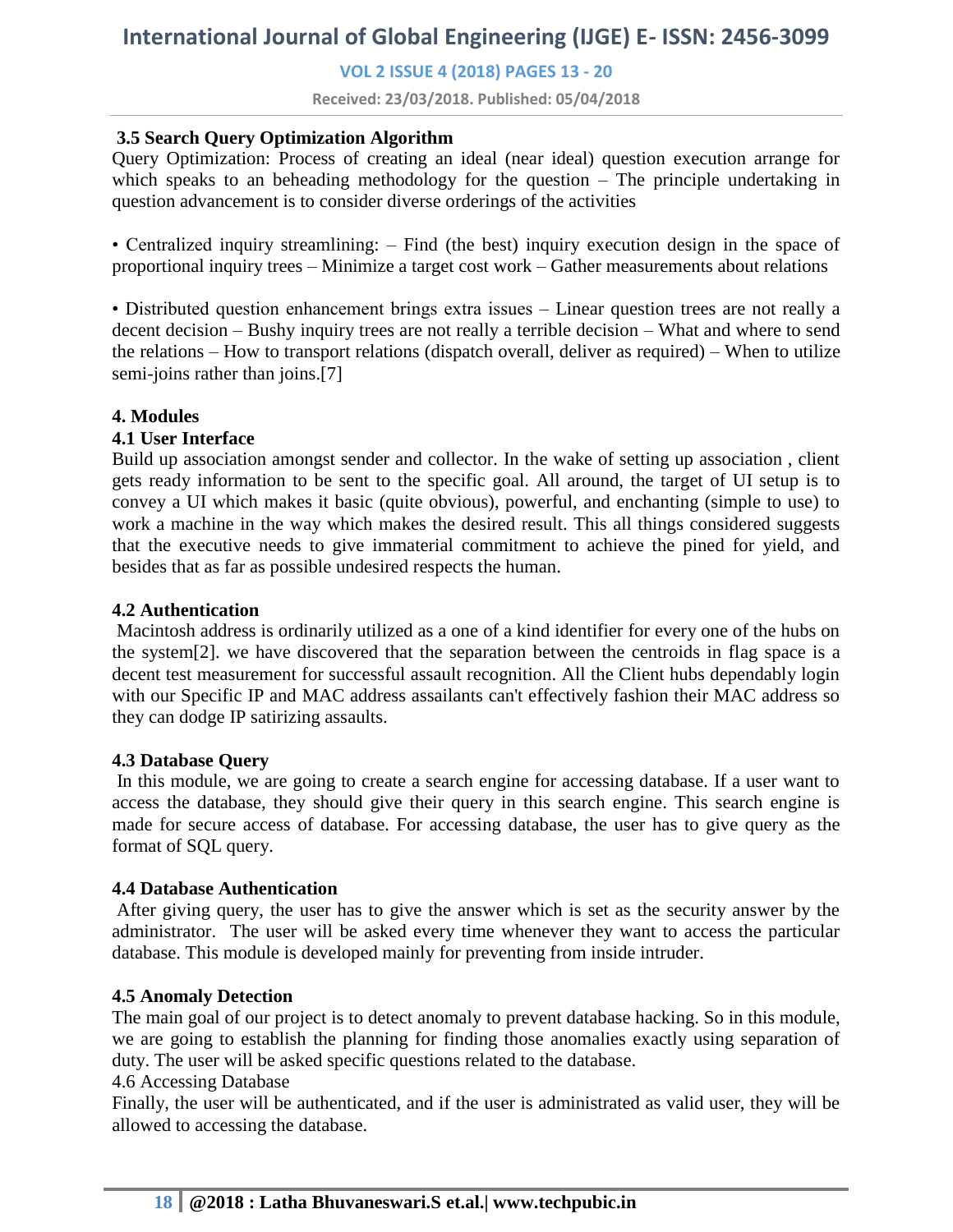### 3.5 Search Query Optimization Algorithm

Query Optimization: Process of creating an ideal (near ideal) question execution arrange for which speaks to an beheading methodology for the question – The principle undertaking in question advancement is to consider diverse orderings of the activities

• Centralized inquiry streamlining: – Find (the best) inquiry execution design in the space of proportional inquiry trees – Minimize a target cost work – Gather measurements about relations

• Distributed question enhancement brings extra issues – Linear question trees are not really a decent decision – Bushy inquiry trees are not really a terrible decision – What and where to send the relations – How to transport relations (dispatch overall, deliver as required) – When to utilize semi-joins rather than joins.[7]

## 4. Modules

### 4.1 User Interface

Build up association amongst sender and collector. In the wake of setting up association , client gets ready information to be sent to the specific goal. All around, the target of UI setup is to convey a UI which makes it basic (quite obvious), powerful, and enchanting (simple to use) to work a machine in the way which makes the desired result. This all things considered suggests that the executive needs to give immaterial commitment to achieve the pined for yield, and besides that as far as possible undesired respects the human.

### 4.2 Authentication

Macintosh address is ordinarily utilized as a one of a kind identifier for every one of the hubs on the system[2]. we have discovered that the separation between the centroids in flag space is a decent test measurement for successful assault recognition. All the Client hubs dependably login with our Specific IP and MAC address assailants can't effectively fashion their MAC address so they can dodge IP satirizing assaults.

### 4.3 Database Query

In this module, we are going to create a search engine for accessing database. If a user want to access the database, they should give their query in this search engine. This search engine is made for secure access of database. For accessing database, the user has to give query as the format of SQL query.

### 4.4 Database Authentication

After giving query, the user has to give the answer which is set as the security answer by the administrator. The user will be asked every time whenever they want to access the particular database. This module is developed mainly for preventing from inside intruder.

### 4.5 Anomaly Detection

The main goal of our project is to detect anomaly to prevent database hacking. So in this module, we are going to establish the planning for finding those anomalies exactly using separation of duty. The user will be asked specific questions related to the database.

4.6 Accessing Database

Finally, the user will be authenticated, and if the user is administrated as valid user, they will be allowed to accessing the database.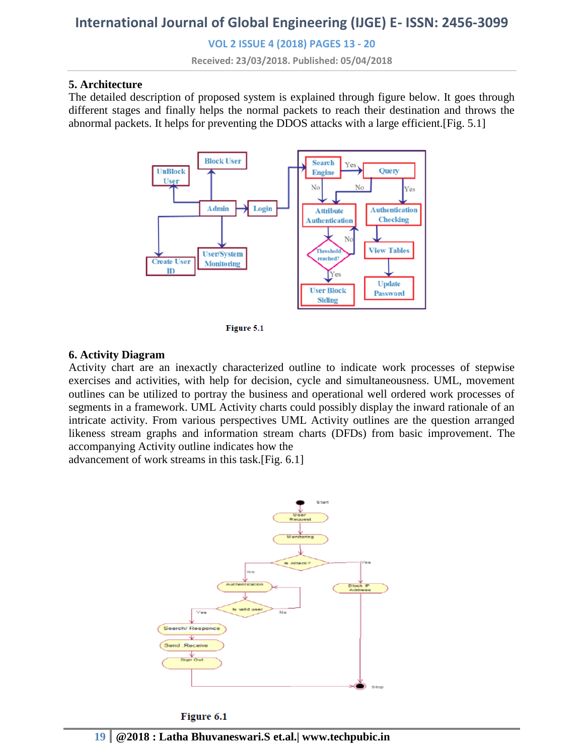## 5. Architecture

The detailed description of proposed system is explained through figure below. It goes through different stages and finally helps the normal packets to reach their destination and throws the abnormal packets. It helps for preventing the DDOS attacks with a large efficient.[Fig. 5.1]

Figure 5.1

## 6. Activity Diagram

Activity chart are an inexactly characterized outline to indicate work processes of stepwise exercises and activities, with help for decision, cycle and simultaneousness. UML, movement outlines can be utilized to portray the business and operational well ordered work processes of segments in a framework. UML Activity charts could possibly display the inward rationale of an intricate activity. From various perspectives UML Activity outlines are the question arranged likeness stream graphs and information stream charts (DFDs) from basic improvement. The accompanying Activity outline indicates how the
advancement of work streams in this task.[Fig. 6.1]

Figure 6.1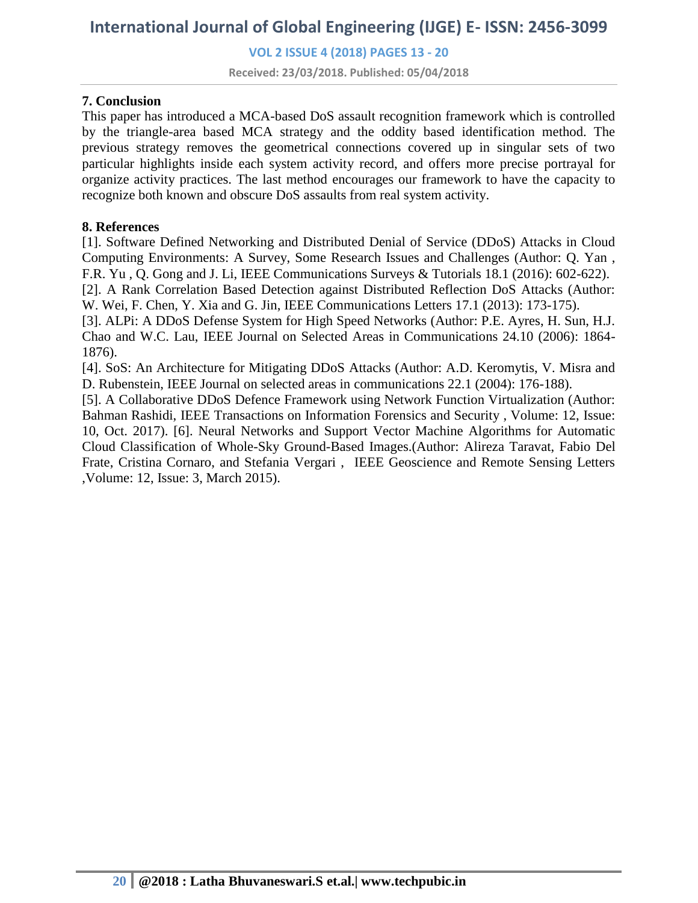## 7. Conclusion

This paper has introduced a MCA-based DoS assault recognition framework which is controlled by the triangle-area based MCA strategy and the oddity based identification method. The previous strategy removes the geometrical connections covered up in singular sets of two particular highlights inside each system activity record, and offers more precise portrayal for organize activity practices. The last method encourages our framework to have the capacity to recognize both known and obscure DoS assaults from real system activity.

## 8. References

[1]. Software Defined Networking and Distributed Denial of Service (DDoS) Attacks in Cloud Computing Environments: A Survey, Some Research Issues and Challenges (Author: Q. Yan , F.R. Yu , Q. Gong and J. Li, IEEE Communications Surveys & Tutorials 18.1 (2016): 602-622).

[2]. A Rank Correlation Based Detection against Distributed Reflection DoS Attacks (Author: W. Wei, F. Chen, Y. Xia and G. Jin, IEEE Communications Letters 17.1 (2013): 173-175).

[3]. ALPi: A DDoS Defense System for High Speed Networks (Author: P.E. Ayres, H. Sun, H.J. Chao and W.C. Lau, IEEE Journal on Selected Areas in Communications 24.10 (2006): 1864-1876).

[4]. SoS: An Architecture for Mitigating DDoS Attacks (Author: A.D. Keromytis, V. Misra and D. Rubenstein, IEEE Journal on selected areas in communications 22.1 (2004): 176-188).

[5]. A Collaborative DDoS Defence Framework using Network Function Virtualization (Author: Bahman Rashidi, IEEE Transactions on Information Forensics and Security , Volume: 12, Issue: 10, Oct. 2017). [6]. Neural Networks and Support Vector Machine Algorithms for Automatic Cloud Classification of Whole-Sky Ground-Based Images.(Author: Alireza Taravat, Fabio Del Frate, Cristina Cornaro, and Stefania Vergari , IEEE Geoscience and Remote Sensing Letters ,Volume: 12, Issue: 3, March 2015).